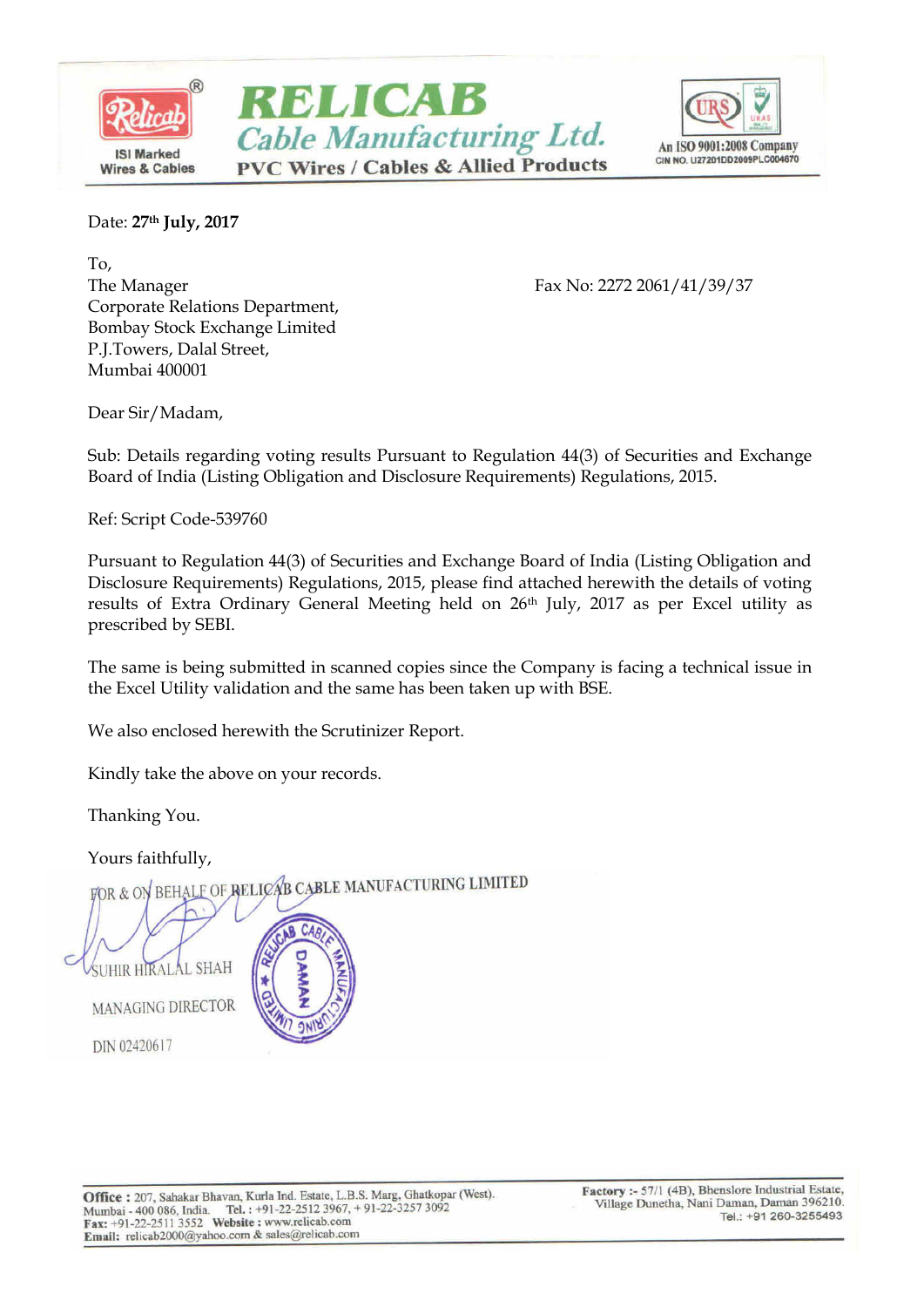# RELICAB Cable Manufacturing Ltd.

**PVC Wires / Cables & Allied Products**

ISI Marked Wires & Cables

An ISO 9001:2008 Company
CIN NO. U27201DD2009PLC004670

Date: **27th July, 2017**

To,
The Manager
Corporate Relations Department,
Bombay Stock Exchange Limited
P.J.Towers, Dalal Street,
Mumbai 400001

Fax No: 2272 2061/41/39/37

Dear Sir/Madam,

Sub: Details regarding voting results Pursuant to Regulation 44(3) of Securities and Exchange Board of India (Listing Obligation and Disclosure Requirements) Regulations, 2015.

Ref: Script Code-539760

Pursuant to Regulation 44(3) of Securities and Exchange Board of India (Listing Obligation and Disclosure Requirements) Regulations, 2015, please find attached herewith the details of voting results of Extra Ordinary General Meeting held on 26th July, 2017 as per Excel utility as prescribed by SEBI.

The same is being submitted in scanned copies since the Company is facing a technical issue in the Excel Utility validation and the same has been taken up with BSE.

We also enclosed herewith the Scrutinizer Report.

Kindly take the above on your records.

Thanking You.

Yours faithfully,

FOR & ON BEHALF OF RELICAB CABLE MANUFACTURING LIMITED

SUHIR HIRALAL SHAH

MANAGING DIRECTOR

DIN 02420617

**Office :** 207, Sahakar Bhavan, Kurla Ind. Estate, L.B.S. Marg, Ghatkopar (West), Mumbai - 400 086, India. **Tel. :** +91-22-2512 3967, + 91-22-3257 3092 **Fax:** +91-22-2511 3552 **Website :** www.relicab.com **Email:** relicab2000@yahoo.com & sales@relicab.com

**Factory :-** 57/1 (4B), Bhenslore Industrial Estate, Village Dunetha, Nani Daman, Daman 396210. Tel.: +91 260-3255493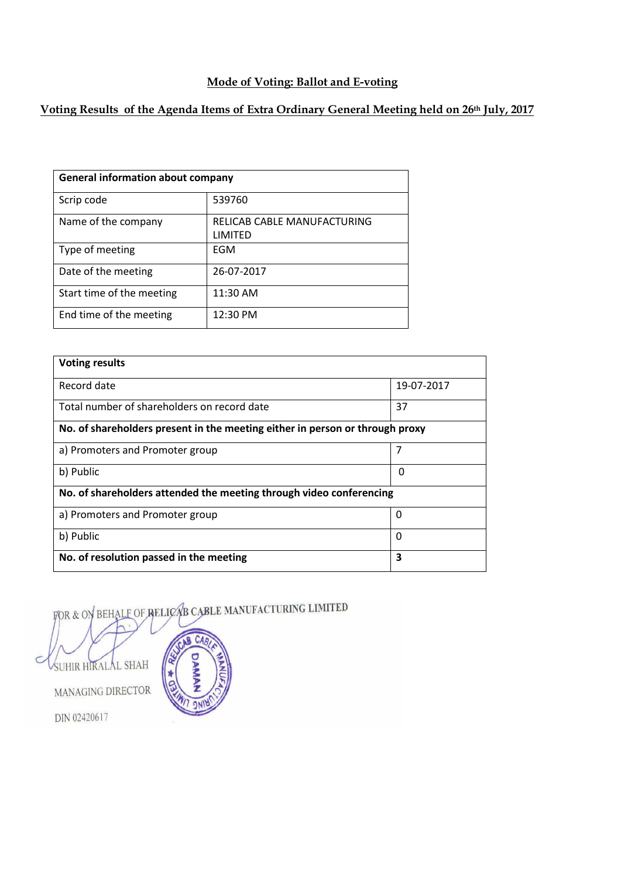## Mode of Voting: Ballot and E-voting

## Voting Results of the Agenda Items of Extra Ordinary General Meeting held on 26th July, 2017

| General information about company | |
|---|---|
| Scrip code | 539760 |
| Name of the company | RELICAB CABLE MANUFACTURING LIMITED |
| Type of meeting | EGM |
| Date of the meeting | 26-07-2017 |
| Start time of the meeting | 11:30 AM |
| End time of the meeting | 12:30 PM |

| Voting results | |
|---|---|
| Record date | 19-07-2017 |
| Total number of shareholders on record date | 37 |
| **No. of shareholders present in the meeting either in person or through proxy** | |
| a) Promoters and Promoter group | 7 |
| b) Public | 0 |
| **No. of shareholders attended the meeting through video conferencing** | |
| a) Promoters and Promoter group | 0 |
| b) Public | 0 |
| **No. of resolution passed in the meeting** | **3** |

FOR & ON BEHALF OF RELICAB CABLE MANUFACTURING LIMITED

SUHIR HIRALAL SHAH

MANAGING DIRECTOR

DIN 02420617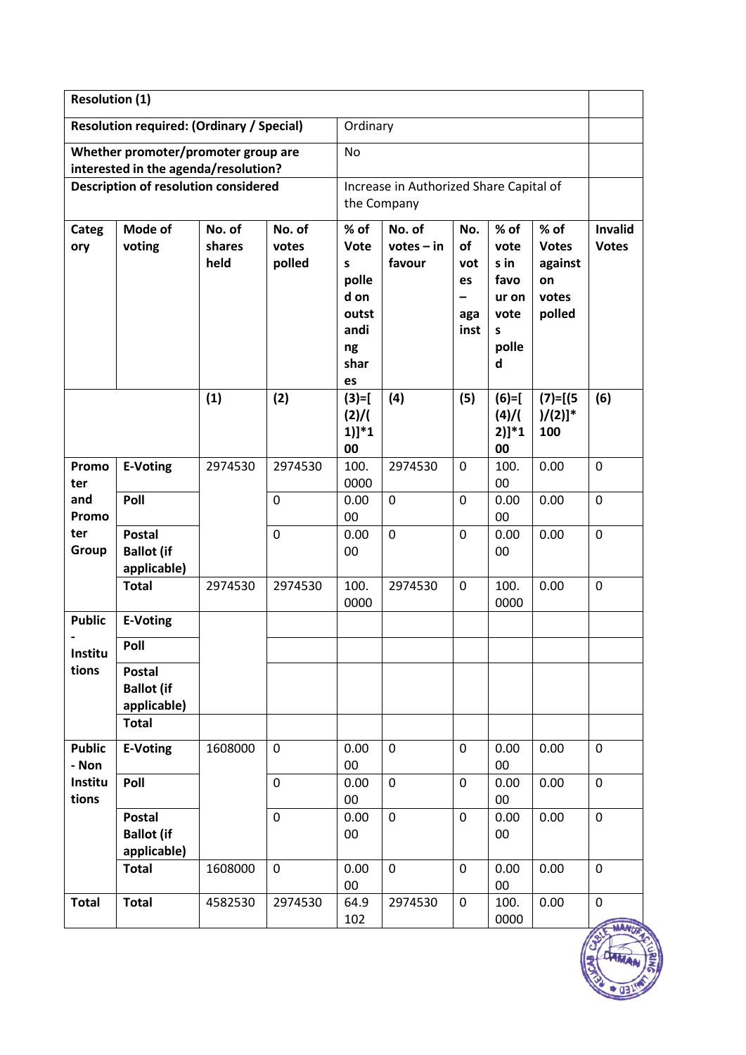| Resolution (1) | | | | | | | | | |
|---|---|---|---|---|---|---|---|---|---|
| Resolution required: (Ordinary / Special) | | | | Ordinary | | | | | |
| Whether promoter/promoter group are interested in the agenda/resolution? | | | | No | | | | | |
| Description of resolution considered | | | | Increase in Authorized Share Capital of the Company | | | | | |
| Category | Mode of voting | No. of shares held | No. of votes polled | % of Votes polled on outstanding shares | No. of votes – in favour | No. of votes – against | % of votes in favour on votes polled | % of Votes against on votes polled | Invalid Votes |
| | | (1) | (2) | (3)=[(2)/(1)]*100 | (4) | (5) | (6)=[(4)/(2)]*100 | (7)=[(5)/(2)]*100 | (6) |
| Promoter and Promoter Group | E-Voting | 2974530 | 2974530 | 100.0000 | 2974530 | 0 | 100.00 | 0.00 | 0 |
| | Poll | | 0 | 0.0000 | 0 | 0 | 0.0000 | 0.00 | 0 |
| | Postal Ballot (if applicable) | | 0 | 0.0000 | 0 | 0 | 0.0000 | 0.00 | 0 |
| | Total | 2974530 | 2974530 | 100.0000 | 2974530 | 0 | 100.0000 | 0.00 | 0 |
| Public - Institutions | E-Voting | | | | | | | | |
| | Poll | | | | | | | | |
| | Postal Ballot (if applicable) | | | | | | | | |
| | Total | | | | | | | | |
| Public - Non Institutions | E-Voting | 1608000 | 0 | 0.0000 | 0 | 0 | 0.0000 | 0.00 | 0 |
| | Poll | | 0 | 0.0000 | 0 | 0 | 0.0000 | 0.00 | 0 |
| | Postal Ballot (if applicable) | | 0 | 0.0000 | 0 | 0 | 0.0000 | 0.00 | 0 |
| | Total | 1608000 | 0 | 0.0000 | 0 | 0 | 0.0000 | 0.00 | 0 |
| Total | Total | 4582530 | 2974530 | 64.9102 | 2974530 | 0 | 100.0000 | 0.00 | 0 |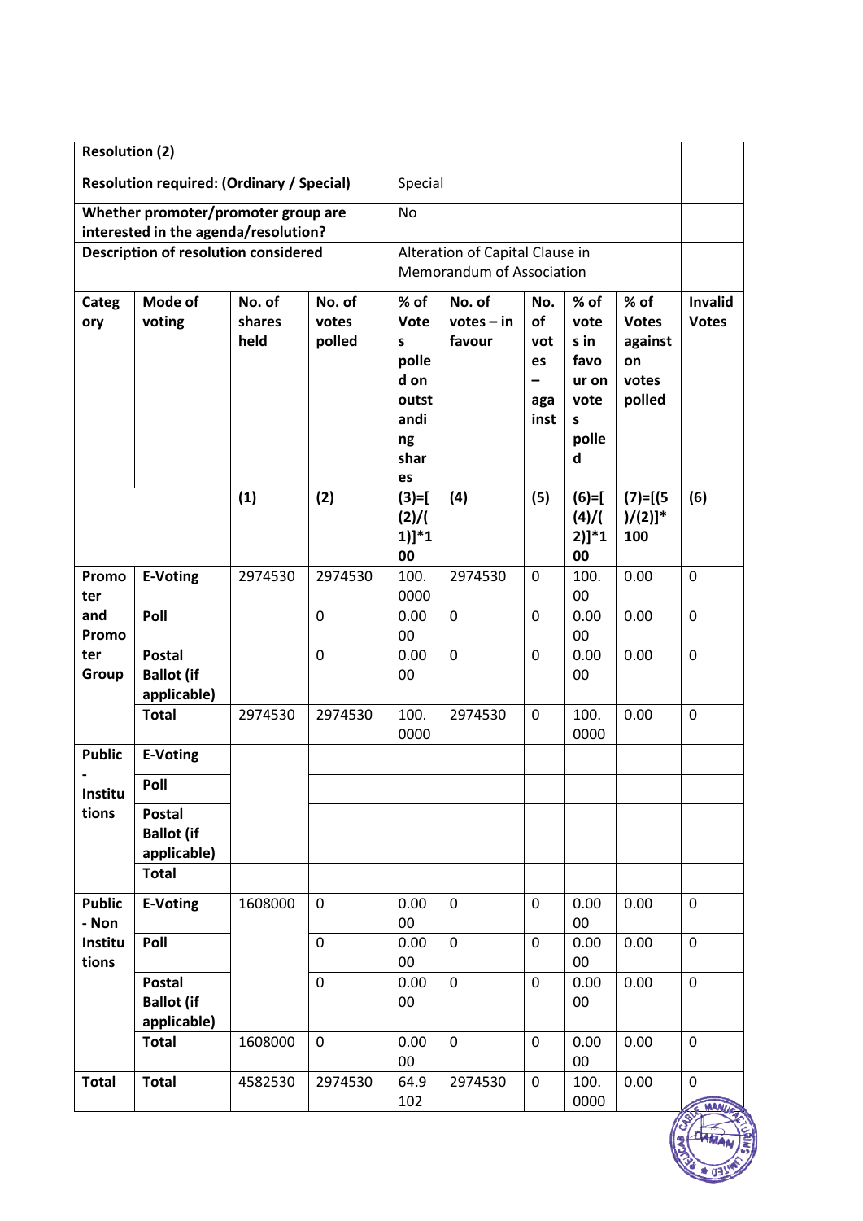| Resolution (2) | | | | | | | | | |
|---|---|---|---|---|---|---|---|---|---|
| Resolution required: (Ordinary / Special) | | | | Special | | | | | |
| Whether promoter/promoter group are interested in the agenda/resolution? | | | | No | | | | | |
| Description of resolution considered | | | | Alteration of Capital Clause in Memorandum of Association | | | | | |
| Category | Mode of voting | No. of shares held | No. of votes polled | % of Votes polled on outstanding shares | No. of votes – in favour | No. of votes – against | % of votes in favour on votes polled | % of Votes against on votes polled | Invalid Votes |
| | | (1) | (2) | (3)=[(2)/(1)]*100 | (4) | (5) | (6)=[(4)/(2)]*100 | (7)=[(5)/(2)]*100 | (6) |
| Promoter and Promoter Group | E-Voting | 2974530 | 2974530 | 100.0000 | 2974530 | 0 | 100.00 | 0.00 | 0 |
| | Poll | | 0 | 0.0000 | 0 | 0 | 0.0000 | 0.00 | 0 |
| | Postal Ballot (if applicable) | | 0 | 0.0000 | 0 | 0 | 0.0000 | 0.00 | 0 |
| | Total | 2974530 | 2974530 | 100.0000 | 2974530 | 0 | 100.0000 | 0.00 | 0 |
| Public - Institutions | E-Voting | | | | | | | | |
| | Poll | | | | | | | | |
| | Postal Ballot (if applicable) | | | | | | | | |
| | Total | | | | | | | | |
| Public - Non Institutions | E-Voting | 1608000 | 0 | 0.0000 | 0 | 0 | 0.0000 | 0.00 | 0 |
| | Poll | | 0 | 0.0000 | 0 | 0 | 0.0000 | 0.00 | 0 |
| | Postal Ballot (if applicable) | | 0 | 0.0000 | 0 | 0 | 0.0000 | 0.00 | 0 |
| | Total | 1608000 | 0 | 0.0000 | 0 | 0 | 0.0000 | 0.00 | 0 |
| Total | Total | 4582530 | 2974530 | 64.9102 | 2974530 | 0 | 100.0000 | 0.00 | 0 |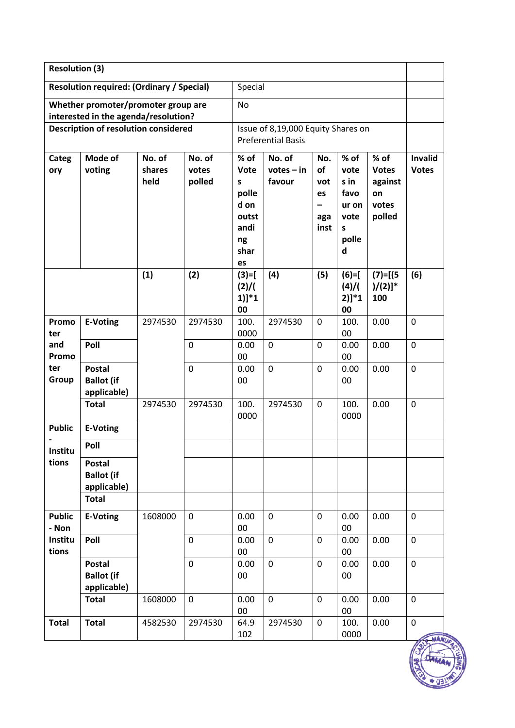| Resolution (3) | | | | | | | | | |
|---|---|---|---|---|---|---|---|---|---|
| Resolution required: (Ordinary / Special) | | | | Special | | | | | |
| Whether promoter/promoter group are interested in the agenda/resolution? | | | | No | | | | | |
| Description of resolution considered | | | | Issue of 8,19,000 Equity Shares on Preferential Basis | | | | | |
| Category | Mode of voting | No. of shares held | No. of votes polled | % of Votes polled on outstanding shares | No. of votes – in favour | No. of votes – against | % of votes in favour on votes polled | % of Votes against on votes polled | Invalid Votes |
| | | (1) | (2) | (3)=[(2)/(1)]*100 | (4) | (5) | (6)=[(4)/(2)]*100 | (7)=[(5)/(2)]*100 | (6) |
| Promoter and Promoter Group | E-Voting | 2974530 | 2974530 | 100.0000 | 2974530 | 0 | 100.00 | 0.00 | 0 |
| | Poll | | 0 | 0.0000 | 0 | 0 | 0.0000 | 0.00 | 0 |
| | Postal Ballot (if applicable) | | 0 | 0.0000 | 0 | 0 | 0.0000 | 0.00 | 0 |
| | Total | 2974530 | 2974530 | 100.0000 | 2974530 | 0 | 100.0000 | 0.00 | 0 |
| Public - Institutions | E-Voting | | | | | | | | |
| | Poll | | | | | | | | |
| | Postal Ballot (if applicable) | | | | | | | | |
| | Total | | | | | | | | |
| Public - Non Institutions | E-Voting | 1608000 | 0 | 0.0000 | 0 | 0 | 0.0000 | 0.00 | 0 |
| | Poll | | 0 | 0.0000 | 0 | 0 | 0.0000 | 0.00 | 0 |
| | Postal Ballot (if applicable) | | 0 | 0.0000 | 0 | 0 | 0.0000 | 0.00 | 0 |
| | Total | 1608000 | 0 | 0.0000 | 0 | 0 | 0.0000 | 0.00 | 0 |
| Total | Total | 4582530 | 2974530 | 64.9102 | 2974530 | 0 | 100.0000 | 0.00 | 0 |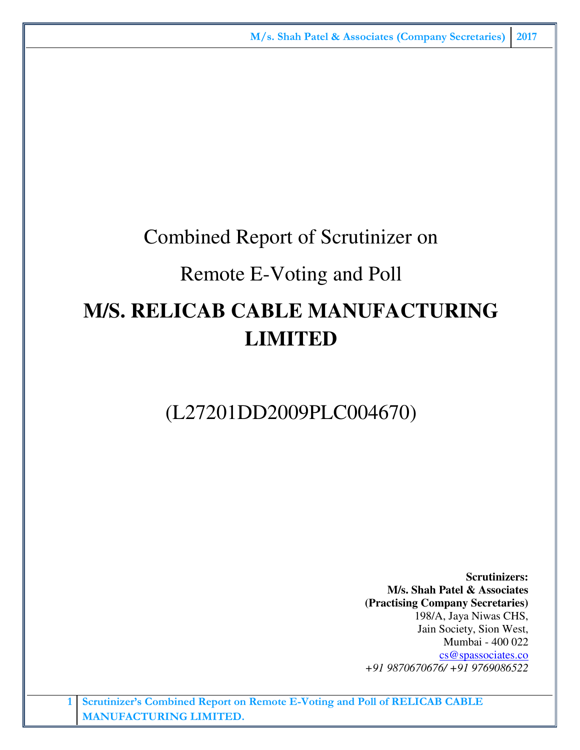# Combined Report of Scrutinizer on

# Remote E-Voting and Poll

# M/S. RELICAB CABLE MANUFACTURING LIMITED

(L27201DD2009PLC004670)

**Scrutinizers:**
**M/s. Shah Patel & Associates**
**(Practising Company Secretaries)**
198/A, Jaya Niwas CHS,
Jain Society, Sion West,
Mumbai - 400 022
cs@spassociates.co
*+91 9870670676/ +91 9769086522*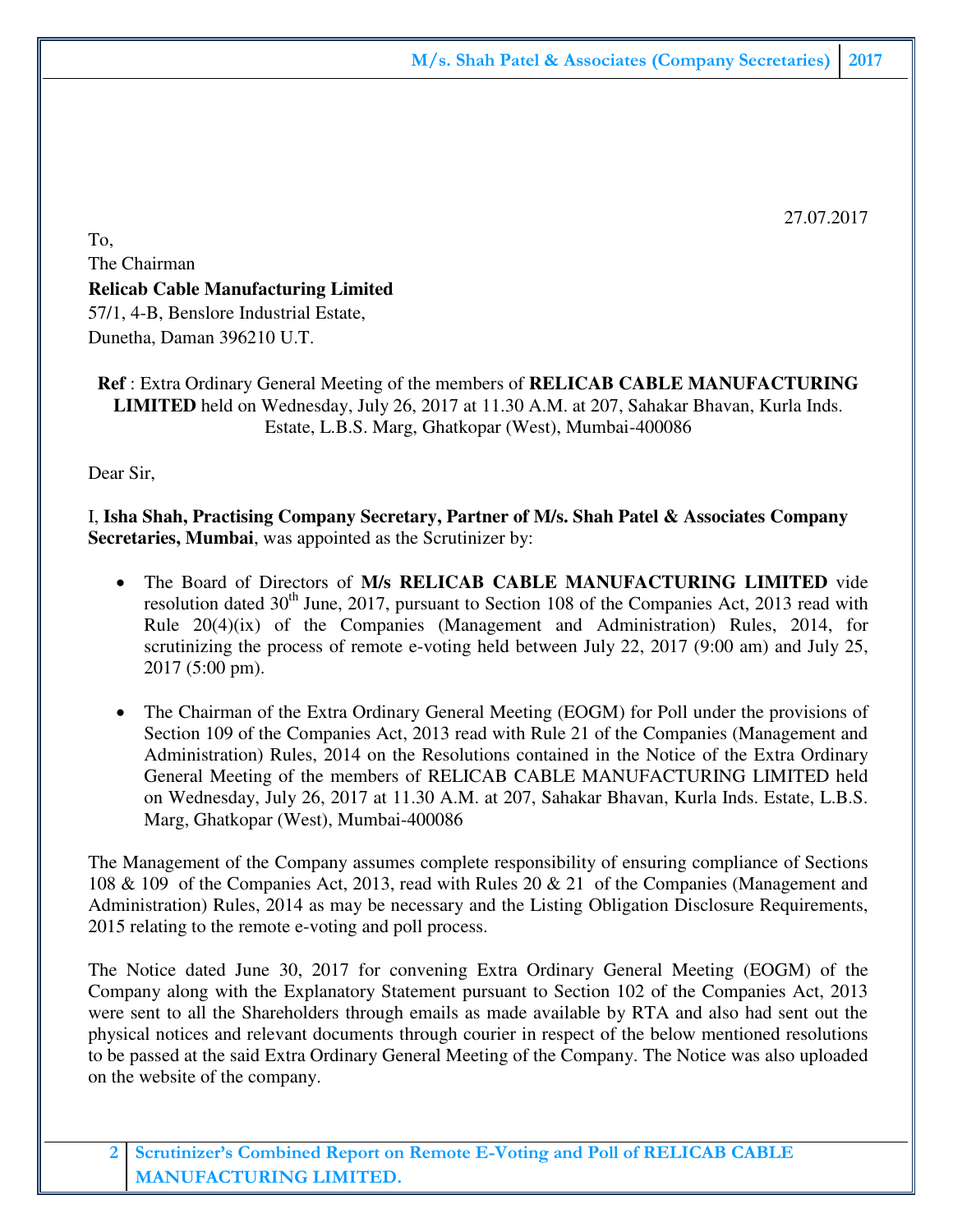27.07.2017

To,
The Chairman
**Relicab Cable Manufacturing Limited**
57/1, 4-B, Benslore Industrial Estate,
Dunetha, Daman 396210 U.T.

**Ref** : Extra Ordinary General Meeting of the members of **RELICAB CABLE MANUFACTURING LIMITED** held on Wednesday, July 26, 2017 at 11.30 A.M. at 207, Sahakar Bhavan, Kurla Inds. Estate, L.B.S. Marg, Ghatkopar (West), Mumbai-400086

Dear Sir,

I, **Isha Shah, Practising Company Secretary, Partner of M/s. Shah Patel & Associates Company Secretaries, Mumbai**, was appointed as the Scrutinizer by:

- The Board of Directors of **M/s RELICAB CABLE MANUFACTURING LIMITED** vide resolution dated 30th June, 2017, pursuant to Section 108 of the Companies Act, 2013 read with Rule 20(4)(ix) of the Companies (Management and Administration) Rules, 2014, for scrutinizing the process of remote e-voting held between July 22, 2017 (9:00 am) and July 25, 2017 (5:00 pm).

- The Chairman of the Extra Ordinary General Meeting (EOGM) for Poll under the provisions of Section 109 of the Companies Act, 2013 read with Rule 21 of the Companies (Management and Administration) Rules, 2014 on the Resolutions contained in the Notice of the Extra Ordinary General Meeting of the members of RELICAB CABLE MANUFACTURING LIMITED held on Wednesday, July 26, 2017 at 11.30 A.M. at 207, Sahakar Bhavan, Kurla Inds. Estate, L.B.S. Marg, Ghatkopar (West), Mumbai-400086

The Management of the Company assumes complete responsibility of ensuring compliance of Sections 108 & 109 of the Companies Act, 2013, read with Rules 20 & 21 of the Companies (Management and Administration) Rules, 2014 as may be necessary and the Listing Obligation Disclosure Requirements, 2015 relating to the remote e-voting and poll process.

The Notice dated June 30, 2017 for convening Extra Ordinary General Meeting (EOGM) of the Company along with the Explanatory Statement pursuant to Section 102 of the Companies Act, 2013 were sent to all the Shareholders through emails as made available by RTA and also had sent out the physical notices and relevant documents through courier in respect of the below mentioned resolutions to be passed at the said Extra Ordinary General Meeting of the Company. The Notice was also uploaded on the website of the company.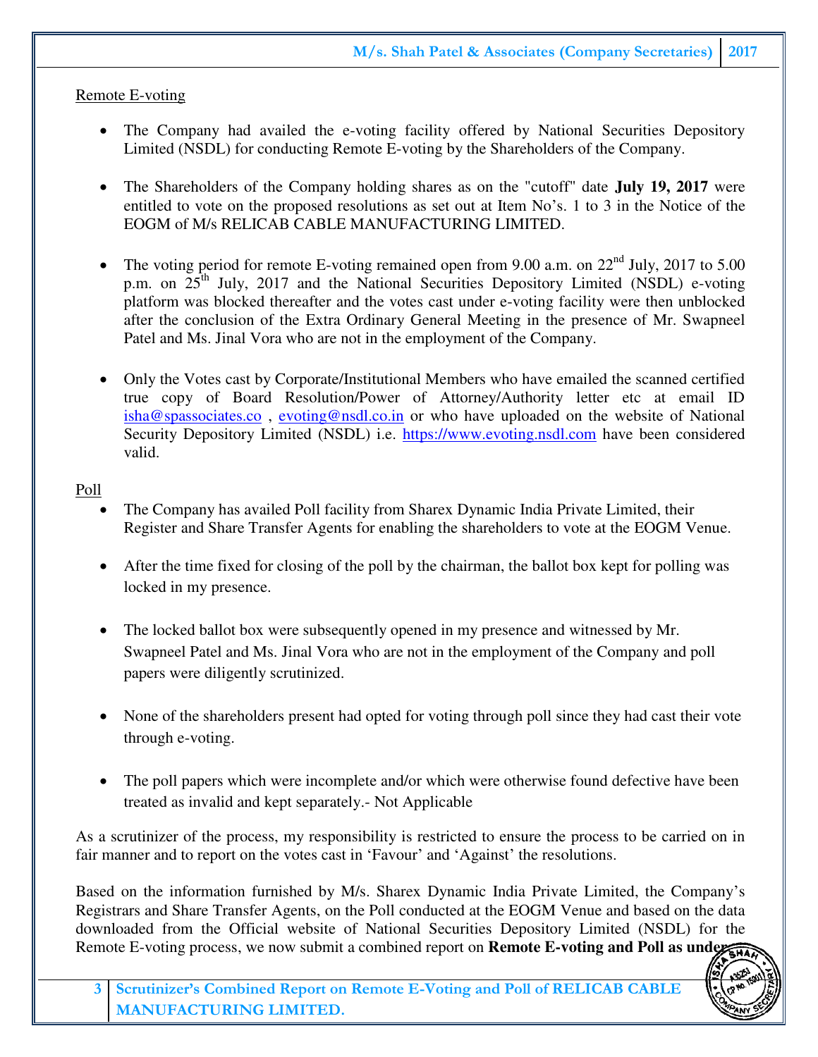Remote E-voting

- The Company had availed the e-voting facility offered by National Securities Depository Limited (NSDL) for conducting Remote E-voting by the Shareholders of the Company.

- The Shareholders of the Company holding shares as on the "cutoff" date **July 19, 2017** were entitled to vote on the proposed resolutions as set out at Item No's. 1 to 3 in the Notice of the EOGM of M/s RELICAB CABLE MANUFACTURING LIMITED.

- The voting period for remote E-voting remained open from 9.00 a.m. on 22nd July, 2017 to 5.00 p.m. on 25th July, 2017 and the National Securities Depository Limited (NSDL) e-voting platform was blocked thereafter and the votes cast under e-voting facility were then unblocked after the conclusion of the Extra Ordinary General Meeting in the presence of Mr. Swapneel Patel and Ms. Jinal Vora who are not in the employment of the Company.

- Only the Votes cast by Corporate/Institutional Members who have emailed the scanned certified true copy of Board Resolution/Power of Attorney/Authority letter etc at email ID isha@spassociates.co , evoting@nsdl.co.in or who have uploaded on the website of National Security Depository Limited (NSDL) i.e. https://www.evoting.nsdl.com have been considered valid.

Poll

- The Company has availed Poll facility from Sharex Dynamic India Private Limited, their Register and Share Transfer Agents for enabling the shareholders to vote at the EOGM Venue.

- After the time fixed for closing of the poll by the chairman, the ballot box kept for polling was locked in my presence.

- The locked ballot box were subsequently opened in my presence and witnessed by Mr. Swapneel Patel and Ms. Jinal Vora who are not in the employment of the Company and poll papers were diligently scrutinized.

- None of the shareholders present had opted for voting through poll since they had cast their vote through e-voting.

- The poll papers which were incomplete and/or which were otherwise found defective have been treated as invalid and kept separately.- Not Applicable

As a scrutinizer of the process, my responsibility is restricted to ensure the process to be carried on in fair manner and to report on the votes cast in 'Favour' and 'Against' the resolutions.

Based on the information furnished by M/s. Sharex Dynamic India Private Limited, the Company's Registrars and Share Transfer Agents, on the Poll conducted at the EOGM Venue and based on the data downloaded from the Official website of National Securities Depository Limited (NSDL) for the Remote E-voting process, we now submit a combined report on **Remote E-voting and Poll as under:**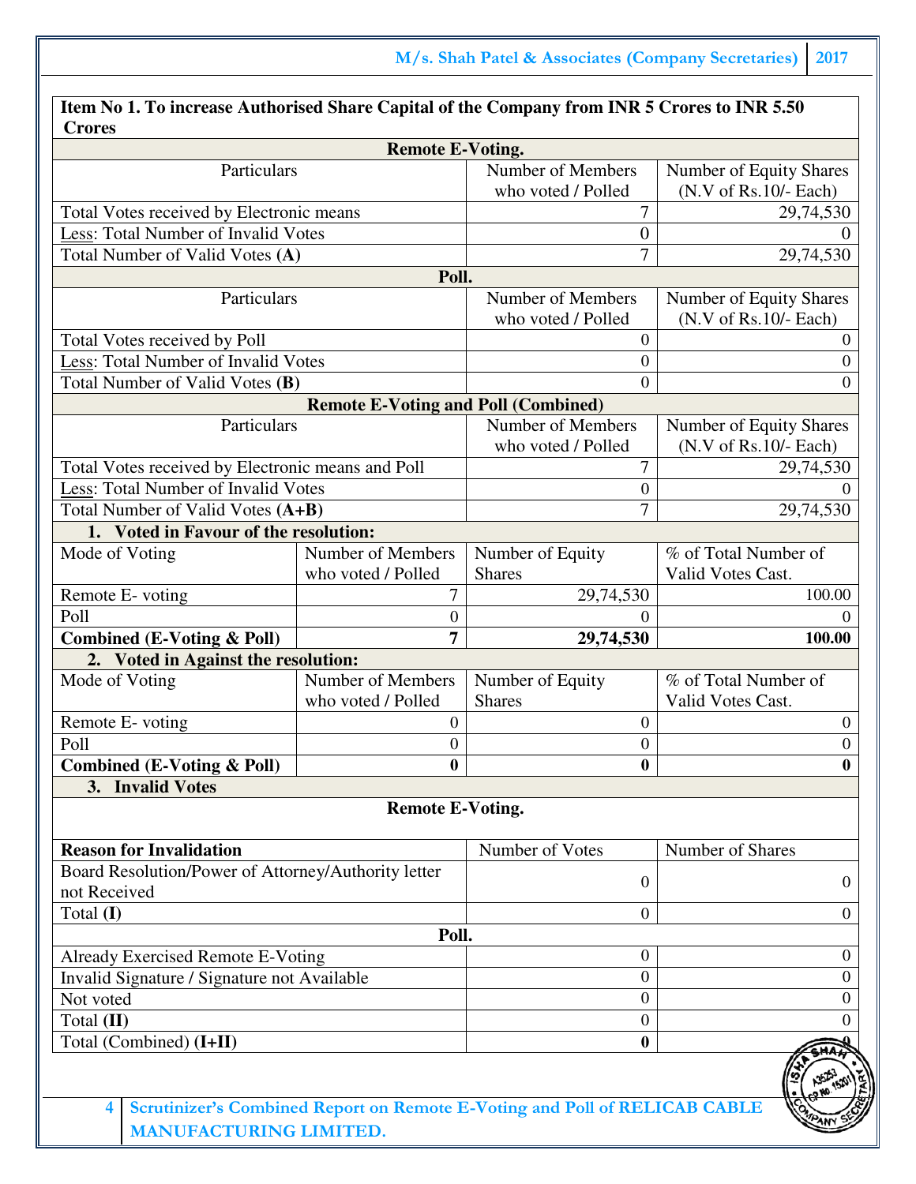**Item No 1. To increase Authorised Share Capital of the Company from INR 5 Crores to INR 5.50 Crores**

**Remote E-Voting.**

| Particulars | Number of Members who voted / Polled | Number of Equity Shares (N.V of Rs.10/- Each) |
|---|---|---|
| Total Votes received by Electronic means | 7 | 29,74,530 |
| Less: Total Number of Invalid Votes | 0 | 0 |
| Total Number of Valid Votes **(A)** | 7 | 29,74,530 |

**Poll.**

| Particulars | Number of Members who voted / Polled | Number of Equity Shares (N.V of Rs.10/- Each) |
|---|---|---|
| Total Votes received by Poll | 0 | 0 |
| Less: Total Number of Invalid Votes | 0 | 0 |
| Total Number of Valid Votes **(B)** | 0 | 0 |

**Remote E-Voting and Poll (Combined)**

| Particulars | Number of Members who voted / Polled | Number of Equity Shares (N.V of Rs.10/- Each) |
|---|---|---|
| Total Votes received by Electronic means and Poll | 7 | 29,74,530 |
| Less: Total Number of Invalid Votes | 0 | 0 |
| Total Number of Valid Votes **(A+B)** | 7 | 29,74,530 |

**1. Voted in Favour of the resolution:**

| Mode of Voting | Number of Members who voted / Polled | Number of Equity Shares | % of Total Number of Valid Votes Cast. |
|---|---|---|---|
| Remote E- voting | 7 | 29,74,530 | 100.00 |
| Poll | 0 | 0 | 0 |
| **Combined (E-Voting & Poll)** | **7** | **29,74,530** | **100.00** |

**2. Voted in Against the resolution:**

| Mode of Voting | Number of Members who voted / Polled | Number of Equity Shares | % of Total Number of Valid Votes Cast. |
|---|---|---|---|
| Remote E- voting | 0 | 0 | 0 |
| Poll | 0 | 0 | 0 |
| **Combined (E-Voting & Poll)** | **0** | **0** | **0** |

**3. Invalid Votes**

**Remote E-Voting.**

| Reason for Invalidation | Number of Votes | Number of Shares |
|---|---|---|
| Board Resolution/Power of Attorney/Authority letter not Received | 0 | 0 |
| Total **(I)** | 0 | 0 |

**Poll.**

| Reason for Invalidation | Number of Votes | Number of Shares |
|---|---|---|
| Already Exercised Remote E-Voting | 0 | 0 |
| Invalid Signature / Signature not Available | 0 | 0 |
| Not voted | 0 | 0 |
| Total **(II)** | 0 | 0 |
| Total (Combined) **(I+II)** | **0** | **0** |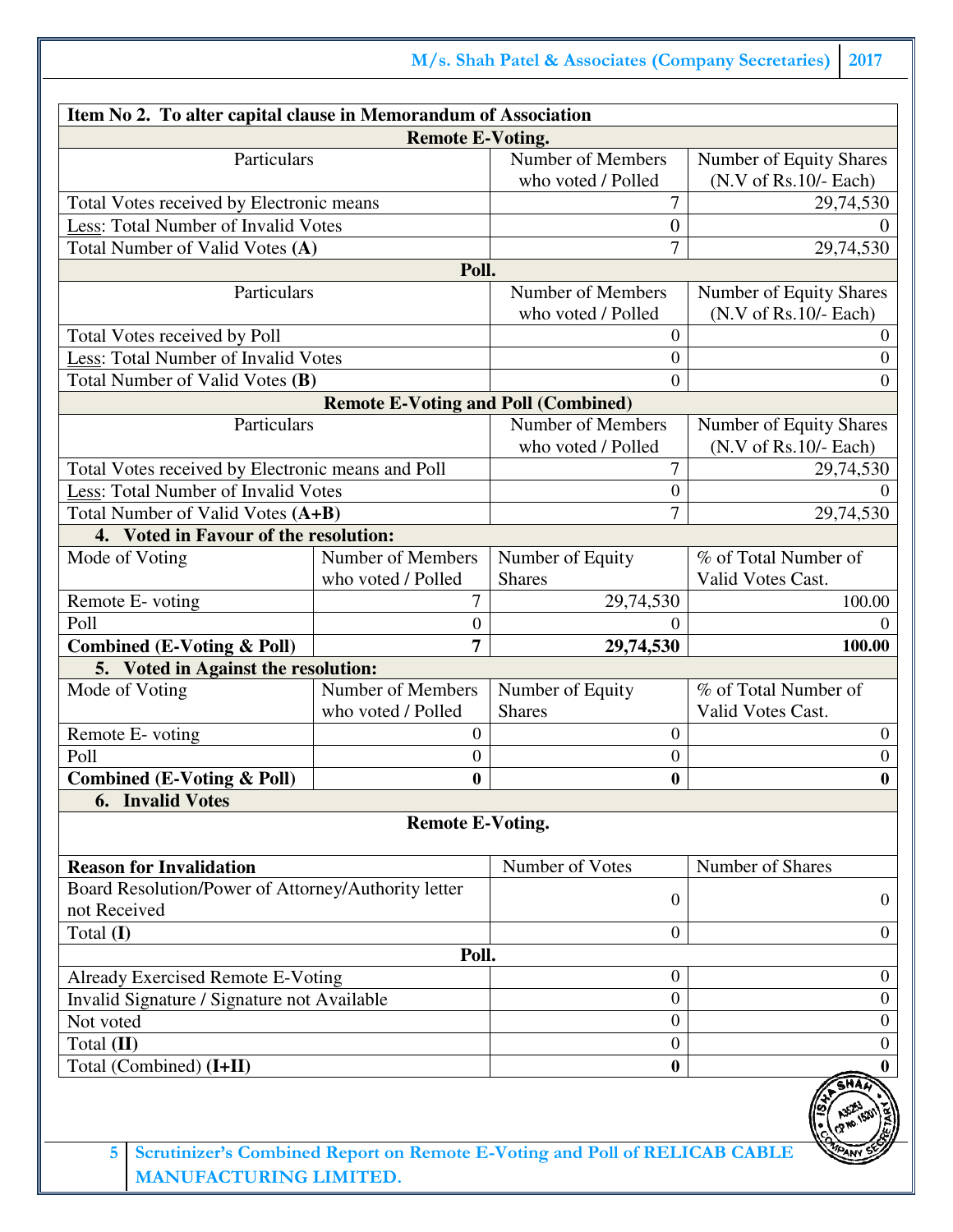**Item No 2. To alter capital clause in Memorandum of Association**

**Remote E-Voting.**

| Particulars | Number of Members who voted / Polled | Number of Equity Shares (N.V of Rs.10/- Each) |
|---|---|---|
| Total Votes received by Electronic means | 7 | 29,74,530 |
| Less: Total Number of Invalid Votes | 0 | 0 |
| Total Number of Valid Votes **(A)** | 7 | 29,74,530 |

**Poll.**

| Particulars | Number of Members who voted / Polled | Number of Equity Shares (N.V of Rs.10/- Each) |
|---|---|---|
| Total Votes received by Poll | 0 | 0 |
| Less: Total Number of Invalid Votes | 0 | 0 |
| Total Number of Valid Votes **(B)** | 0 | 0 |

**Remote E-Voting and Poll (Combined)**

| Particulars | Number of Members who voted / Polled | Number of Equity Shares (N.V of Rs.10/- Each) |
|---|---|---|
| Total Votes received by Electronic means and Poll | 7 | 29,74,530 |
| Less: Total Number of Invalid Votes | 0 | 0 |
| Total Number of Valid Votes **(A+B)** | 7 | 29,74,530 |

**4. Voted in Favour of the resolution:**

| Mode of Voting | Number of Members who voted / Polled | Number of Equity Shares | % of Total Number of Valid Votes Cast. |
|---|---|---|---|
| Remote E- voting | 7 | 29,74,530 | 100.00 |
| Poll | 0 | 0 | 0 |
| **Combined (E-Voting & Poll)** | **7** | **29,74,530** | **100.00** |

**5. Voted in Against the resolution:**

| Mode of Voting | Number of Members who voted / Polled | Number of Equity Shares | % of Total Number of Valid Votes Cast. |
|---|---|---|---|
| Remote E- voting | 0 | 0 | 0 |
| Poll | 0 | 0 | 0 |
| **Combined (E-Voting & Poll)** | **0** | **0** | **0** |

**6. Invalid Votes**

**Remote E-Voting.**

| **Reason for Invalidation** | Number of Votes | Number of Shares |
|---|---|---|
| Board Resolution/Power of Attorney/Authority letter not Received | 0 | 0 |
| Total **(I)** | 0 | 0 |

**Poll.**

| Reason for Invalidation | Number of Votes | Number of Shares |
|---|---|---|
| Already Exercised Remote E-Voting | 0 | 0 |
| Invalid Signature / Signature not Available | 0 | 0 |
| Not voted | 0 | 0 |
| Total **(II)** | 0 | 0 |
| Total (Combined) **(I+II)** | **0** | **0** |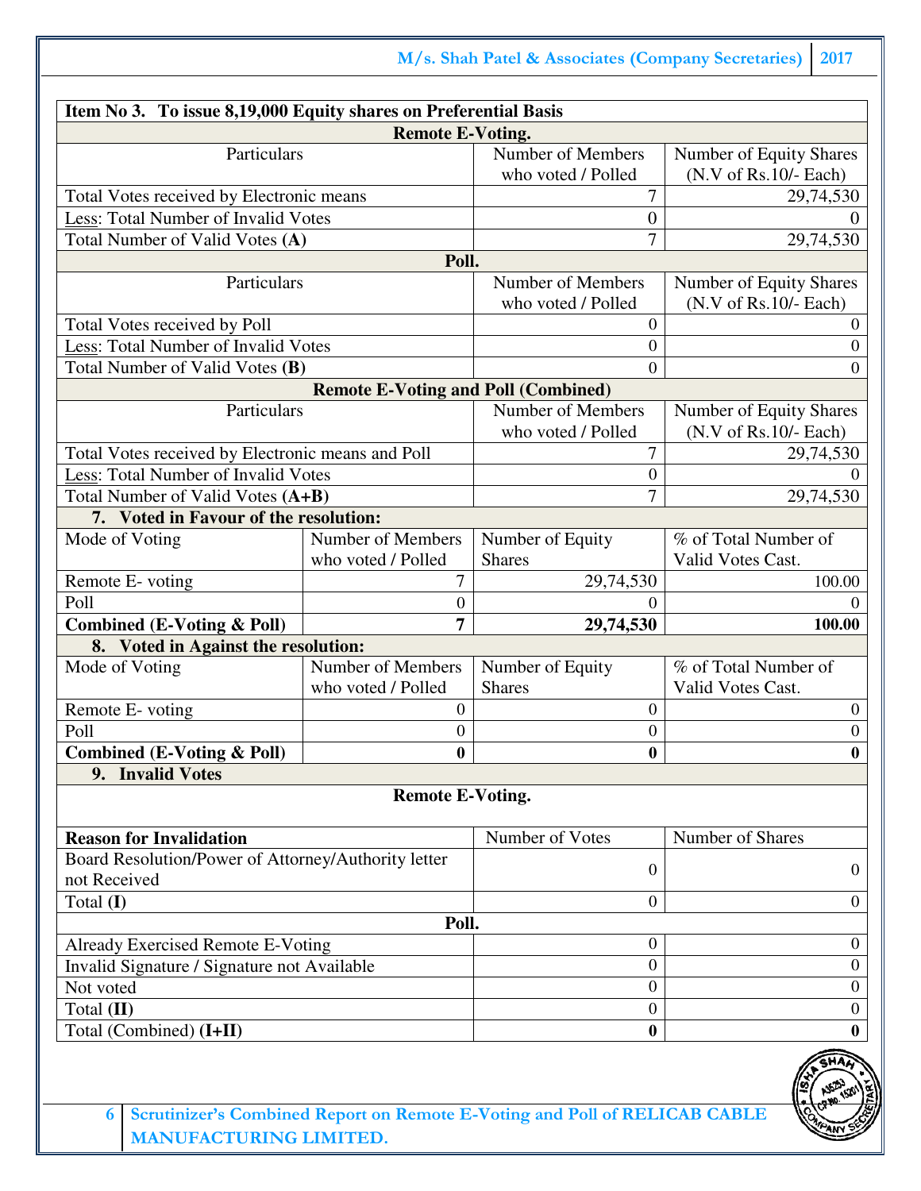**Item No 3. To issue 8,19,000 Equity shares on Preferential Basis**

**Remote E-Voting.**

| Particulars | Number of Members who voted / Polled | Number of Equity Shares (N.V of Rs.10/- Each) |
|---|---|---|
| Total Votes received by Electronic means | 7 | 29,74,530 |
| Less: Total Number of Invalid Votes | 0 | 0 |
| Total Number of Valid Votes **(A)** | 7 | 29,74,530 |

**Poll.**

| Particulars | Number of Members who voted / Polled | Number of Equity Shares (N.V of Rs.10/- Each) |
|---|---|---|
| Total Votes received by Poll | 0 | 0 |
| Less: Total Number of Invalid Votes | 0 | 0 |
| Total Number of Valid Votes **(B)** | 0 | 0 |

**Remote E-Voting and Poll (Combined)**

| Particulars | Number of Members who voted / Polled | Number of Equity Shares (N.V of Rs.10/- Each) |
|---|---|---|
| Total Votes received by Electronic means and Poll | 7 | 29,74,530 |
| Less: Total Number of Invalid Votes | 0 | 0 |
| Total Number of Valid Votes **(A+B)** | 7 | 29,74,530 |

**7. Voted in Favour of the resolution:**

| Mode of Voting | Number of Members who voted / Polled | Number of Equity Shares | % of Total Number of Valid Votes Cast. |
|---|---|---|---|
| Remote E- voting | 7 | 29,74,530 | 100.00 |
| Poll | 0 | 0 | 0 |
| **Combined (E-Voting & Poll)** | **7** | **29,74,530** | **100.00** |

**8. Voted in Against the resolution:**

| Mode of Voting | Number of Members who voted / Polled | Number of Equity Shares | % of Total Number of Valid Votes Cast. |
|---|---|---|---|
| Remote E- voting | 0 | 0 | 0 |
| Poll | 0 | 0 | 0 |
| **Combined (E-Voting & Poll)** | **0** | **0** | **0** |

**9. Invalid Votes**

**Remote E-Voting.**

| **Reason for Invalidation** | Number of Votes | Number of Shares |
|---|---|---|
| Board Resolution/Power of Attorney/Authority letter not Received | 0 | 0 |
| Total **(I)** | 0 | 0 |

**Poll.**

| Reason for Invalidation | Number of Votes | Number of Shares |
|---|---|---|
| Already Exercised Remote E-Voting | 0 | 0 |
| Invalid Signature / Signature not Available | 0 | 0 |
| Not voted | 0 | 0 |
| Total **(II)** | 0 | 0 |
| Total (Combined) **(I+II)** | **0** | **0** |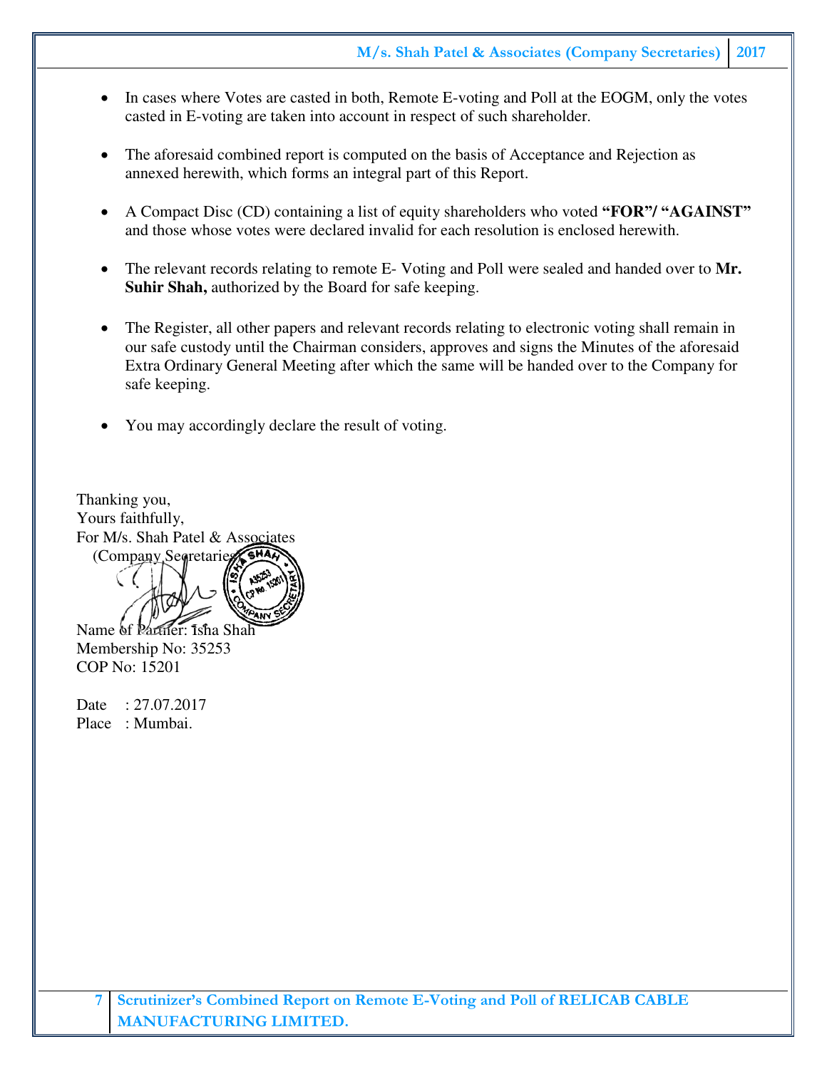- In cases where Votes are casted in both, Remote E-voting and Poll at the EOGM, only the votes casted in E-voting are taken into account in respect of such shareholder.

- The aforesaid combined report is computed on the basis of Acceptance and Rejection as annexed herewith, which forms an integral part of this Report.

- A Compact Disc (CD) containing a list of equity shareholders who voted **"FOR"/ "AGAINST"** and those whose votes were declared invalid for each resolution is enclosed herewith.

- The relevant records relating to remote E- Voting and Poll were sealed and handed over to **Mr. Suhir Shah,** authorized by the Board for safe keeping.

- The Register, all other papers and relevant records relating to electronic voting shall remain in our safe custody until the Chairman considers, approves and signs the Minutes of the aforesaid Extra Ordinary General Meeting after which the same will be handed over to the Company for safe keeping.

- You may accordingly declare the result of voting.

Thanking you,
Yours faithfully,
For M/s. Shah Patel & Associates
(Company Secretaries)

Name of Partner: Isha Shah
Membership No: 35253
COP No: 15201

Date : 27.07.2017
Place : Mumbai.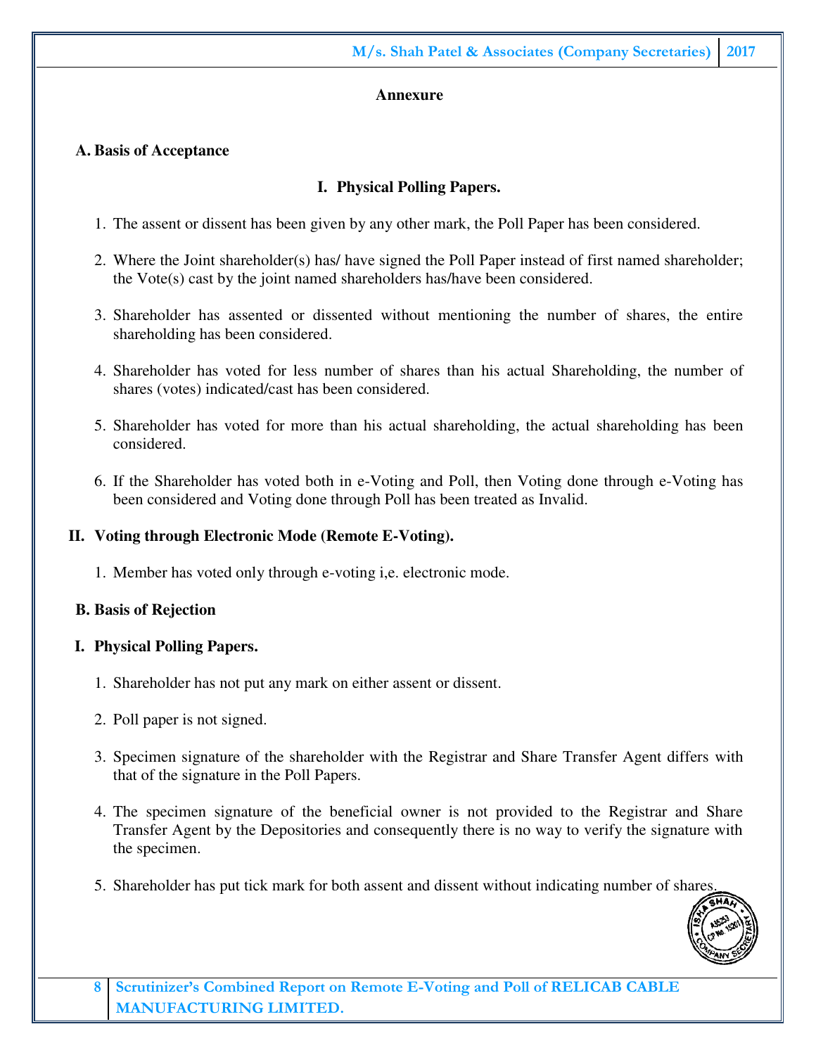## Annexure

### A. Basis of Acceptance

#### I. Physical Polling Papers.

1. The assent or dissent has been given by any other mark, the Poll Paper has been considered.
2. Where the Joint shareholder(s) has/ have signed the Poll Paper instead of first named shareholder; the Vote(s) cast by the joint named shareholders has/have been considered.
3. Shareholder has assented or dissented without mentioning the number of shares, the entire shareholding has been considered.
4. Shareholder has voted for less number of shares than his actual Shareholding, the number of shares (votes) indicated/cast has been considered.
5. Shareholder has voted for more than his actual shareholding, the actual shareholding has been considered.
6. If the Shareholder has voted both in e-Voting and Poll, then Voting done through e-Voting has been considered and Voting done through Poll has been treated as Invalid.

#### II. Voting through Electronic Mode (Remote E-Voting).

1. Member has voted only through e-voting i,e. electronic mode.

### B. Basis of Rejection

#### I. Physical Polling Papers.

1. Shareholder has not put any mark on either assent or dissent.
2. Poll paper is not signed.
3. Specimen signature of the shareholder with the Registrar and Share Transfer Agent differs with that of the signature in the Poll Papers.
4. The specimen signature of the beneficial owner is not provided to the Registrar and Share Transfer Agent by the Depositories and consequently there is no way to verify the signature with the specimen.
5. Shareholder has put tick mark for both assent and dissent without indicating number of shares.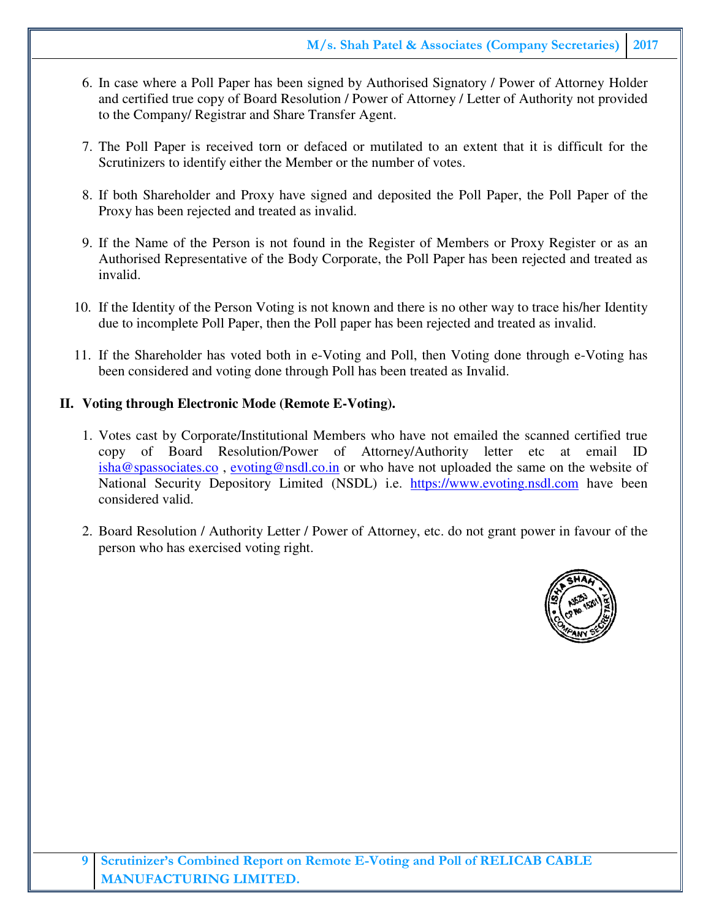6. In case where a Poll Paper has been signed by Authorised Signatory / Power of Attorney Holder and certified true copy of Board Resolution / Power of Attorney / Letter of Authority not provided to the Company/ Registrar and Share Transfer Agent.

7. The Poll Paper is received torn or defaced or mutilated to an extent that it is difficult for the Scrutinizers to identify either the Member or the number of votes.

8. If both Shareholder and Proxy have signed and deposited the Poll Paper, the Poll Paper of the Proxy has been rejected and treated as invalid.

9. If the Name of the Person is not found in the Register of Members or Proxy Register or as an Authorised Representative of the Body Corporate, the Poll Paper has been rejected and treated as invalid.

10. If the Identity of the Person Voting is not known and there is no other way to trace his/her Identity due to incomplete Poll Paper, then the Poll paper has been rejected and treated as invalid.

11. If the Shareholder has voted both in e-Voting and Poll, then Voting done through e-Voting has been considered and voting done through Poll has been treated as Invalid.

**II. Voting through Electronic Mode (Remote E-Voting).**

1. Votes cast by Corporate/Institutional Members who have not emailed the scanned certified true copy of Board Resolution/Power of Attorney/Authority letter etc at email ID isha@spassociates.co , evoting@nsdl.co.in or who have not uploaded the same on the website of National Security Depository Limited (NSDL) i.e. https://www.evoting.nsdl.com have been considered valid.

2. Board Resolution / Authority Letter / Power of Attorney, etc. do not grant power in favour of the person who has exercised voting right.

ISHA SHAH
A35253
CP No. 15201
COMPANY SECRETARY